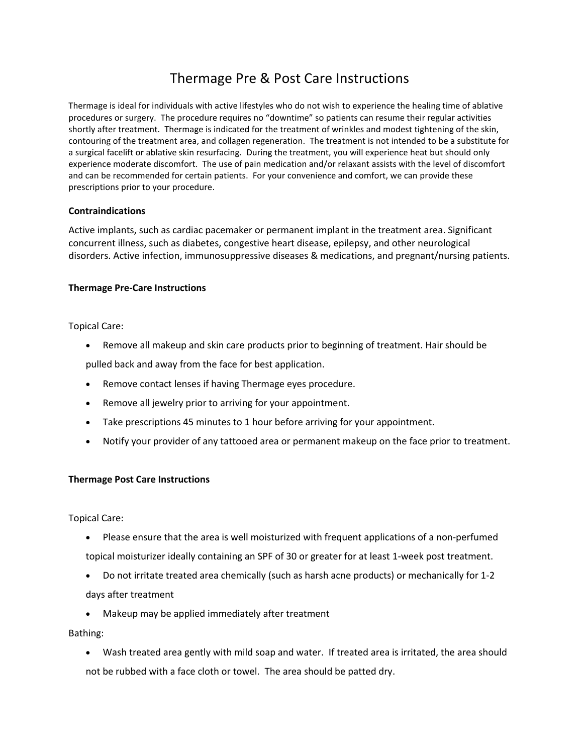# Thermage Pre & Post Care Instructions

Thermage is ideal for individuals with active lifestyles who do not wish to experience the healing time of ablative procedures or surgery. The procedure requires no "downtime" so patients can resume their regular activities shortly after treatment. Thermage is indicated for the treatment of wrinkles and modest tightening of the skin, contouring of the treatment area, and collagen regeneration. The treatment is not intended to be a substitute for a surgical facelift or ablative skin resurfacing. During the treatment, you will experience heat but should only experience moderate discomfort. The use of pain medication and/or relaxant assists with the level of discomfort and can be recommended for certain patients. For your convenience and comfort, we can provide these prescriptions prior to your procedure.

**Contraindications**

Active implants, such as cardiac pacemaker or permanent implant in the treatment area. Significant concurrent illness, such as diabetes, congestive heart disease, epilepsy, and other neurological disorders. Active infection, immunosuppressive diseases & medications, and pregnant/nursing patients.

**Thermage Pre-Care Instructions**

Topical Care:

- Remove all makeup and skin care products prior to beginning of treatment. Hair should be pulled back and away from the face for best application.
- Remove contact lenses if having Thermage eyes procedure.
- Remove all jewelry prior to arriving for your appointment.
- Take prescriptions 45 minutes to 1 hour before arriving for your appointment.
- Notify your provider of any tattooed area or permanent makeup on the face prior to treatment.

**Thermage Post Care Instructions**

Topical Care:

- Please ensure that the area is well moisturized with frequent applications of a non-perfumed topical moisturizer ideally containing an SPF of 30 or greater for at least 1-week post treatment.
- Do not irritate treated area chemically (such as harsh acne products) or mechanically for 1-2 days after treatment
- Makeup may be applied immediately after treatment

Bathing:

- Wash treated area gently with mild soap and water. If treated area is irritated, the area should not be rubbed with a face cloth or towel. The area should be patted dry.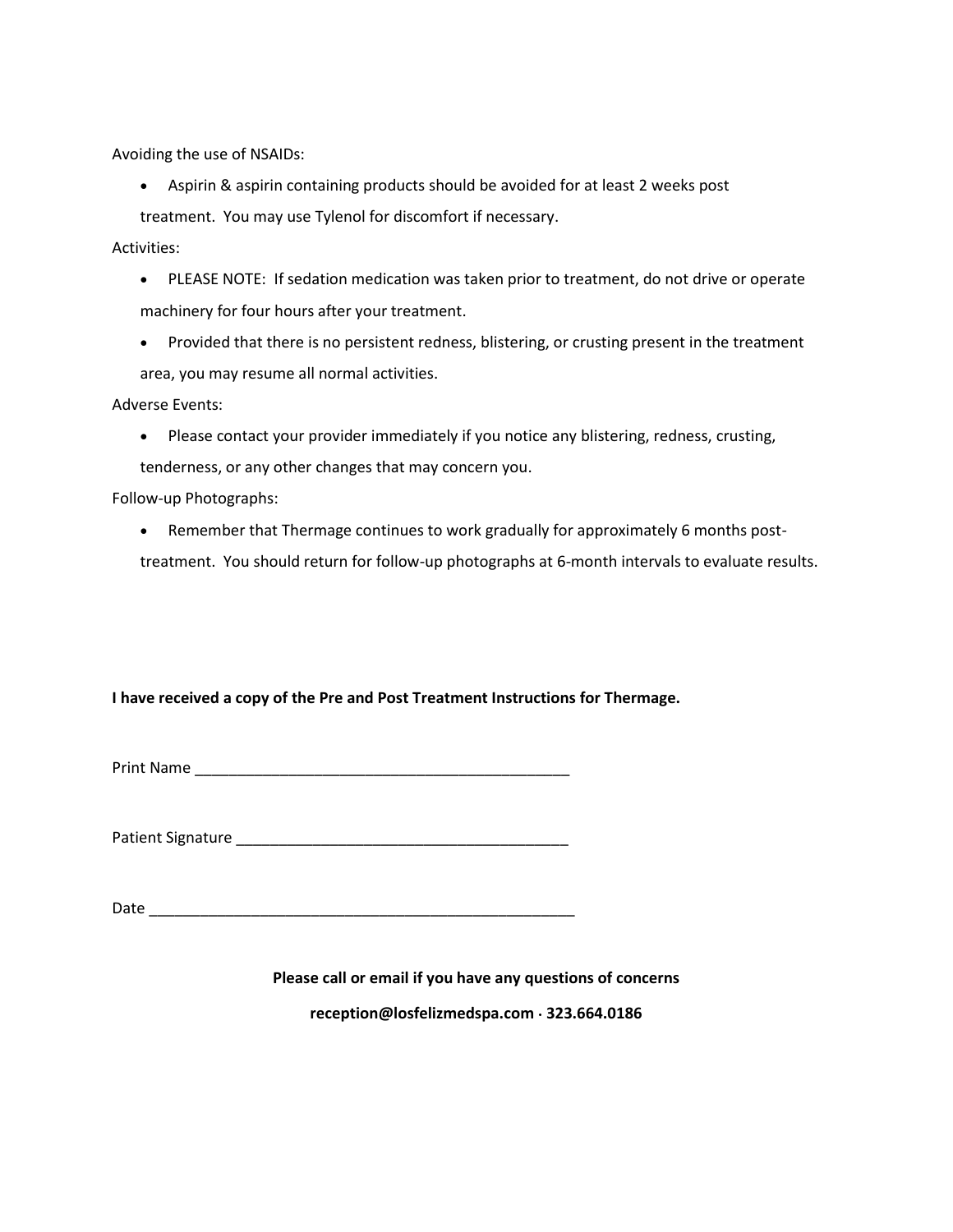Avoiding the use of NSAIDs:

- Aspirin & aspirin containing products should be avoided for at least 2 weeks post treatment. You may use Tylenol for discomfort if necessary.

Activities:

- PLEASE NOTE: If sedation medication was taken prior to treatment, do not drive or operate machinery for four hours after your treatment.
- Provided that there is no persistent redness, blistering, or crusting present in the treatment area, you may resume all normal activities.

Adverse Events:

- Please contact your provider immediately if you notice any blistering, redness, crusting, tenderness, or any other changes that may concern you.

Follow-up Photographs:

- Remember that Thermage continues to work gradually for approximately 6 months post-treatment. You should return for follow-up photographs at 6-month intervals to evaluate results.

**I have received a copy of the Pre and Post Treatment Instructions for Thermage.**

Print Name ______________________________________________

Patient Signature ________________________________________

Date ____________________________________________________

**Please call or email if you have any questions of concerns**

**reception@losfelizmedspa.com · 323.664.0186**